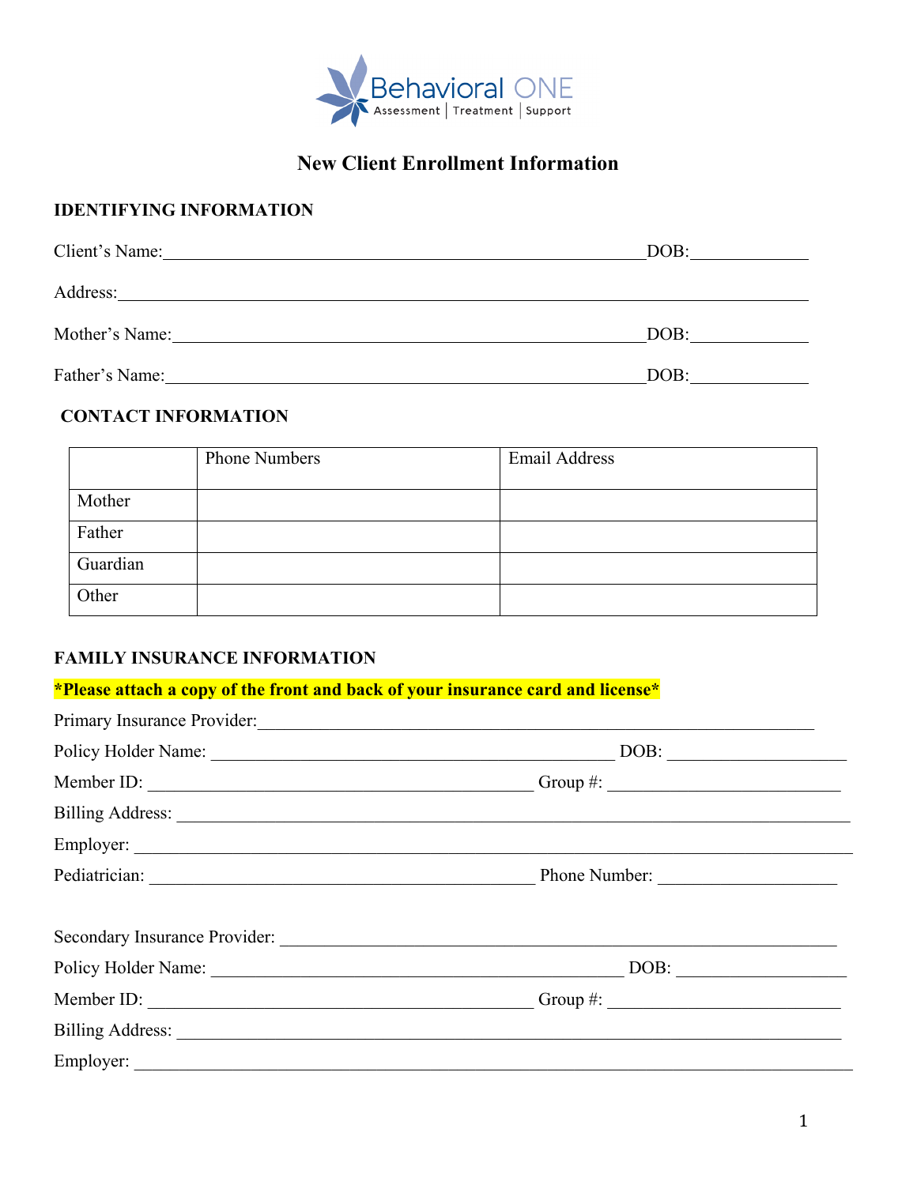Behavioral ONE

Assessment | Treatment | Support

# New Client Enrollment Information

## IDENTIFYING INFORMATION

Client's Name:_______________________________________________DOB:____________

Address:_____________________________________________________________________

Mother's Name:_______________________________________________DOB:____________

Father's Name:_______________________________________________DOB:____________

## CONTACT INFORMATION

| | Phone Numbers | Email Address |
|---|---|---|
| Mother | | |
| Father | | |
| Guardian | | |
| Other | | |

## FAMILY INSURANCE INFORMATION

***Please attach a copy of the front and back of your insurance card and license***

Primary Insurance Provider:_______________________________________________________

Policy Holder Name: ______________________________________ DOB: ________________

Member ID: _____________________________________ Group #: ______________________

Billing Address: ___________________________________________________________________

Employer: _________________________________________________________________________

Pediatrician: ____________________________________ Phone Number: __________________

Secondary Insurance Provider: _____________________________________________________

Policy Holder Name: ______________________________________ DOB: ________________

Member ID: _____________________________________ Group #: ______________________

Billing Address: ___________________________________________________________________

Employer: _________________________________________________________________________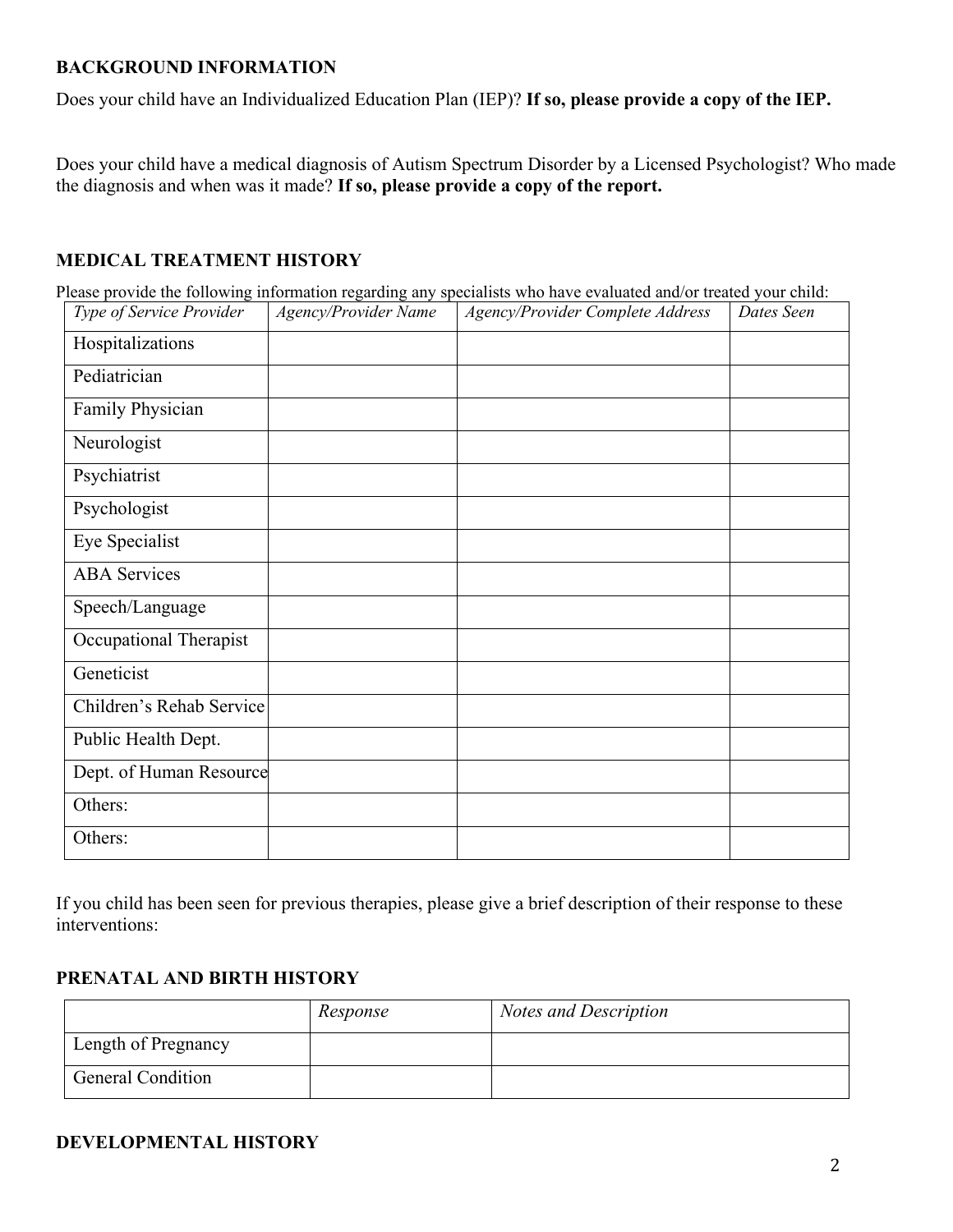## BACKGROUND INFORMATION

Does your child have an Individualized Education Plan (IEP)? **If so, please provide a copy of the IEP.**

Does your child have a medical diagnosis of Autism Spectrum Disorder by a Licensed Psychologist? Who made the diagnosis and when was it made? **If so, please provide a copy of the report.**

## MEDICAL TREATMENT HISTORY

Please provide the following information regarding any specialists who have evaluated and/or treated your child:

| *Type of Service Provider* | *Agency/Provider Name* | *Agency/Provider Complete Address* | *Dates Seen* |
|---|---|---|---|
| Hospitalizations | | | |
| Pediatrician | | | |
| Family Physician | | | |
| Neurologist | | | |
| Psychiatrist | | | |
| Psychologist | | | |
| Eye Specialist | | | |
| ABA Services | | | |
| Speech/Language | | | |
| Occupational Therapist | | | |
| Geneticist | | | |
| Children's Rehab Service | | | |
| Public Health Dept. | | | |
| Dept. of Human Resource | | | |
| Others: | | | |
| Others: | | | |

If you child has been seen for previous therapies, please give a brief description of their response to these interventions:

## PRENATAL AND BIRTH HISTORY

| | *Response* | *Notes and Description* |
|---|---|---|
| Length of Pregnancy | | |
| General Condition | | |

## DEVELOPMENTAL HISTORY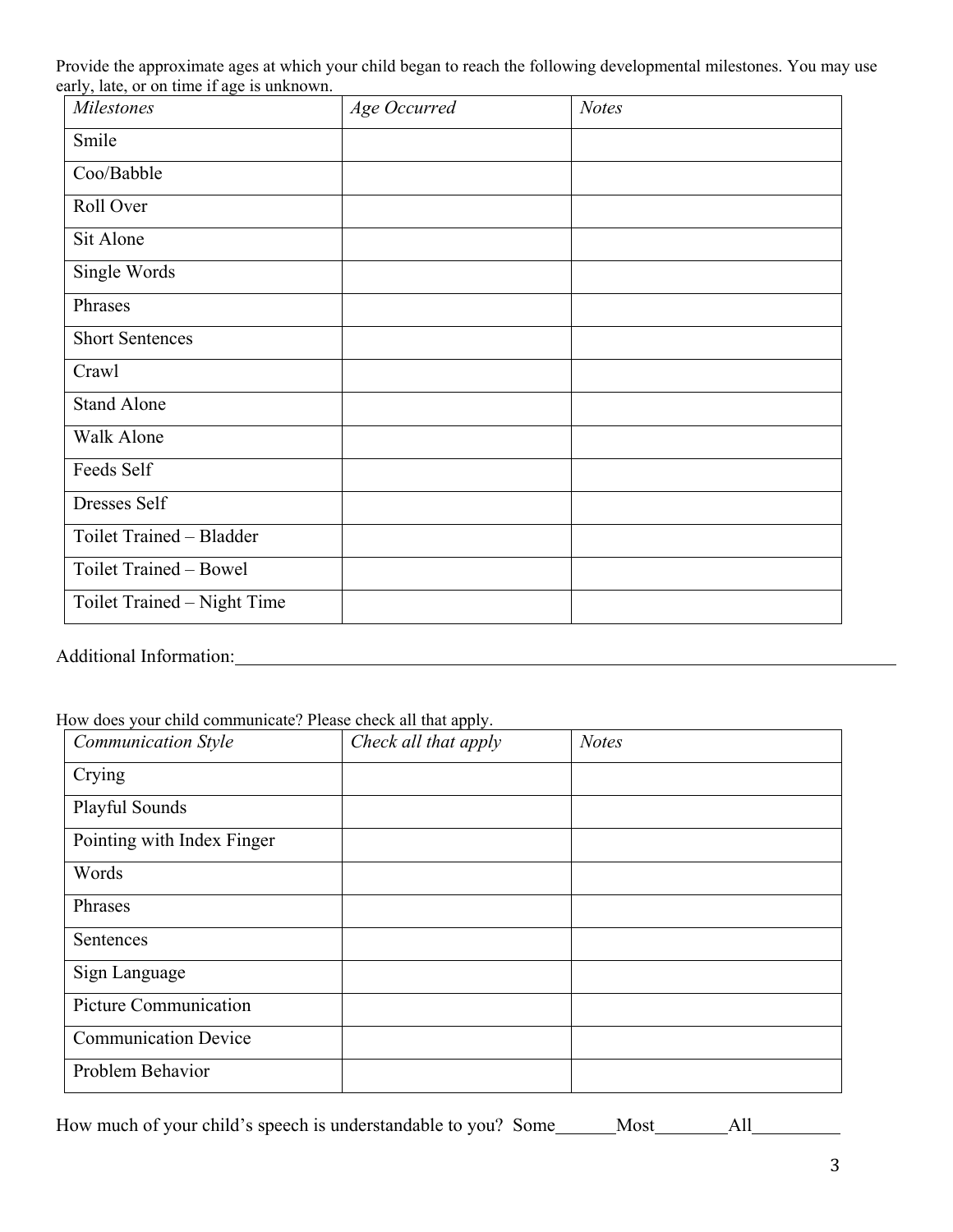Provide the approximate ages at which your child began to reach the following developmental milestones. You may use early, late, or on time if age is unknown.

| *Milestones* | *Age Occurred* | *Notes* |
|---|---|---|
| Smile | | |
| Coo/Babble | | |
| Roll Over | | |
| Sit Alone | | |
| Single Words | | |
| Phrases | | |
| Short Sentences | | |
| Crawl | | |
| Stand Alone | | |
| Walk Alone | | |
| Feeds Self | | |
| Dresses Self | | |
| Toilet Trained – Bladder | | |
| Toilet Trained – Bowel | | |
| Toilet Trained – Night Time | | |

Additional Information:\_\_\_\_\_\_\_\_\_\_\_\_\_\_\_\_\_\_\_\_\_\_\_\_\_\_\_\_\_\_\_\_\_\_\_\_\_\_\_\_\_\_\_\_\_\_\_\_\_\_\_\_\_\_\_\_\_\_\_\_

How does your child communicate? Please check all that apply.

| *Communication Style* | *Check all that apply* | *Notes* |
|---|---|---|
| Crying | | |
| Playful Sounds | | |
| Pointing with Index Finger | | |
| Words | | |
| Phrases | | |
| Sentences | | |
| Sign Language | | |
| Picture Communication | | |
| Communication Device | | |
| Problem Behavior | | |

How much of your child's speech is understandable to you? Some\_\_\_\_\_\_\_Most\_\_\_\_\_\_\_\_\_All\_\_\_\_\_\_\_\_\_\_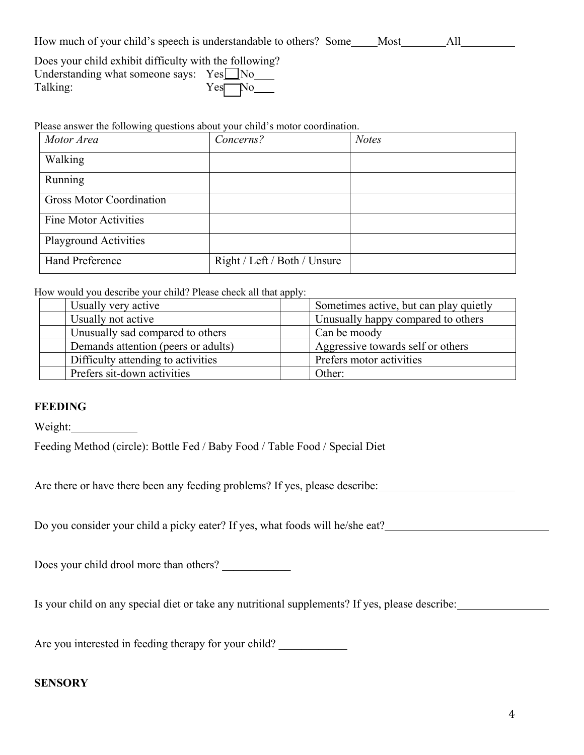How much of your child's speech is understandable to others? Some\_\_\_\_ Most\_\_\_\_\_\_\_\_ All\_\_\_\_\_\_\_\_\_\_

Does your child exhibit difficulty with the following?

Understanding what someone says: Yes\_\_\_ No\_\_\_\_

Talking: Yes\_\_\_ No\_\_\_\_

Please answer the following questions about your child's motor coordination.

| *Motor Area* | *Concerns?* | *Notes* |
|---|---|---|
| Walking | | |
| Running | | |
| Gross Motor Coordination | | |
| Fine Motor Activities | | |
| Playground Activities | | |
| Hand Preference | Right / Left / Both / Unsure | |

How would you describe your child? Please check all that apply:

| | | | |
|---|---|---|---|
| | Usually very active | | Sometimes active, but can play quietly |
| | Usually not active | | Unusually happy compared to others |
| | Unusually sad compared to others | | Can be moody |
| | Demands attention (peers or adults) | | Aggressive towards self or others |
| | Difficulty attending to activities | | Prefers motor activities |
| | Prefers sit-down activities | | Other: |

## FEEDING

Weight:\_\_\_\_\_\_\_\_\_\_\_\_

Feeding Method (circle): Bottle Fed / Baby Food / Table Food / Special Diet

Are there or have there been any feeding problems? If yes, please describe:\_\_\_\_\_\_\_\_\_\_\_\_\_\_\_\_\_\_\_\_\_\_\_\_

Do you consider your child a picky eater? If yes, what foods will he/she eat?\_\_\_\_\_\_\_\_\_\_\_\_\_\_\_\_\_\_\_\_\_\_\_\_\_\_\_\_\_\_

Does your child drool more than others? \_\_\_\_\_\_\_\_\_\_\_\_

Is your child on any special diet or take any nutritional supplements? If yes, please describe:\_\_\_\_\_\_\_\_\_\_\_\_\_\_\_\_

Are you interested in feeding therapy for your child? \_\_\_\_\_\_\_\_\_\_\_\_

## SENSORY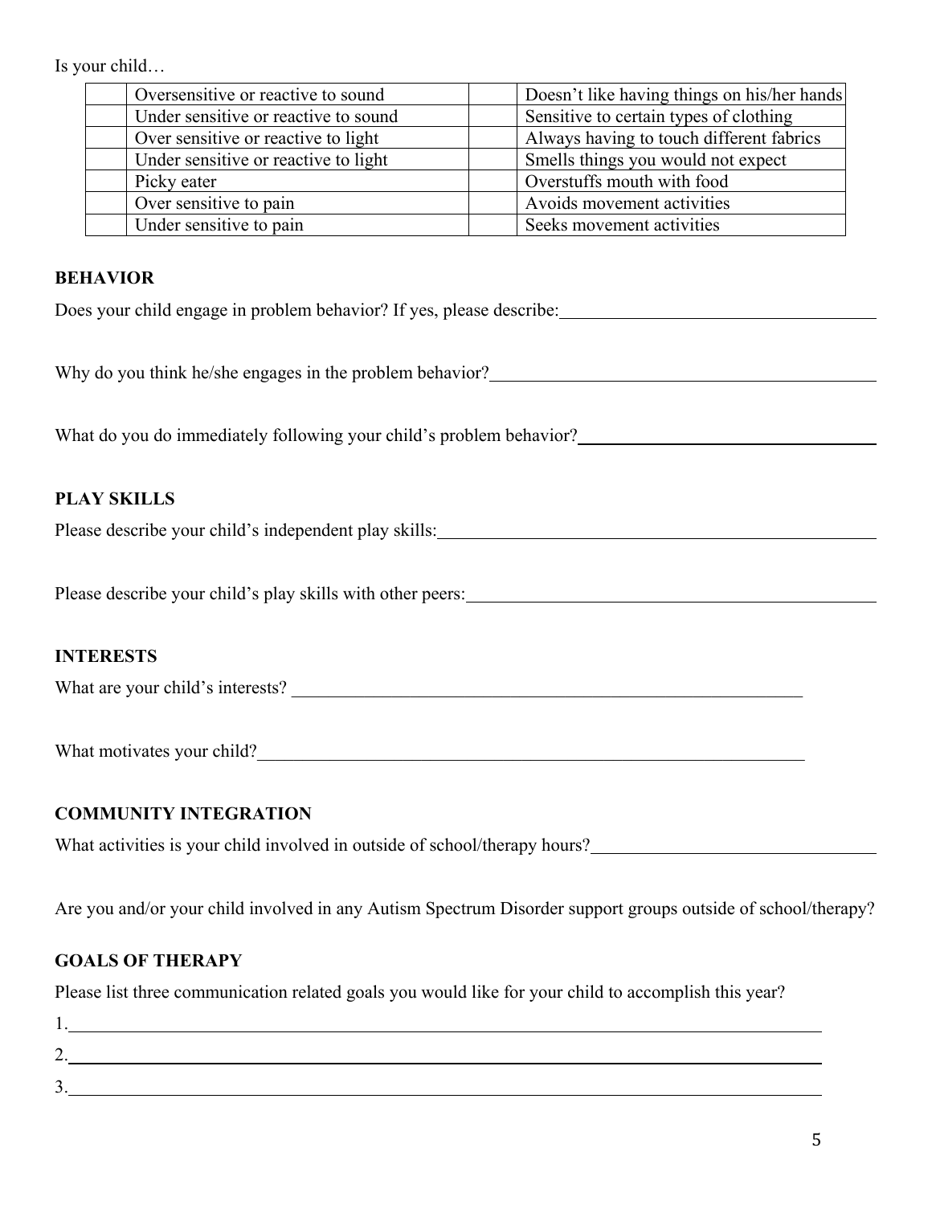Is your child…

| | | | |
|---|---|---|---|
| | Oversensitive or reactive to sound | | Doesn't like having things on his/her hands |
| | Under sensitive or reactive to sound | | Sensitive to certain types of clothing |
| | Over sensitive or reactive to light | | Always having to touch different fabrics |
| | Under sensitive or reactive to light | | Smells things you would not expect |
| | Picky eater | | Overstuffs mouth with food |
| | Over sensitive to pain | | Avoids movement activities |
| | Under sensitive to pain | | Seeks movement activities |

**BEHAVIOR**

Does your child engage in problem behavior? If yes, please describe:\_\_\_\_\_\_\_\_\_\_\_\_\_\_\_\_\_\_\_\_

Why do you think he/she engages in the problem behavior?\_\_\_\_\_\_\_\_\_\_\_\_\_\_\_\_\_\_\_\_

What do you do immediately following your child's problem behavior?\_\_\_\_\_\_\_\_\_\_\_\_\_\_\_\_\_\_\_\_

**PLAY SKILLS**

Please describe your child's independent play skills:\_\_\_\_\_\_\_\_\_\_\_\_\_\_\_\_\_\_\_\_

Please describe your child's play skills with other peers:\_\_\_\_\_\_\_\_\_\_\_\_\_\_\_\_\_\_\_\_

**INTERESTS**

What are your child's interests? \_\_\_\_\_\_\_\_\_\_\_\_\_\_\_\_\_\_\_\_

What motivates your child?\_\_\_\_\_\_\_\_\_\_\_\_\_\_\_\_\_\_\_\_

**COMMUNITY INTEGRATION**

What activities is your child involved in outside of school/therapy hours?\_\_\_\_\_\_\_\_\_\_\_\_\_\_\_\_\_\_\_\_

Are you and/or your child involved in any Autism Spectrum Disorder support groups outside of school/therapy?

**GOALS OF THERAPY**

Please list three communication related goals you would like for your child to accomplish this year?

1.\_\_\_\_\_\_\_\_\_\_\_\_\_\_\_\_\_\_\_\_

2.\_\_\_\_\_\_\_\_\_\_\_\_\_\_\_\_\_\_\_\_

3.\_\_\_\_\_\_\_\_\_\_\_\_\_\_\_\_\_\_\_\_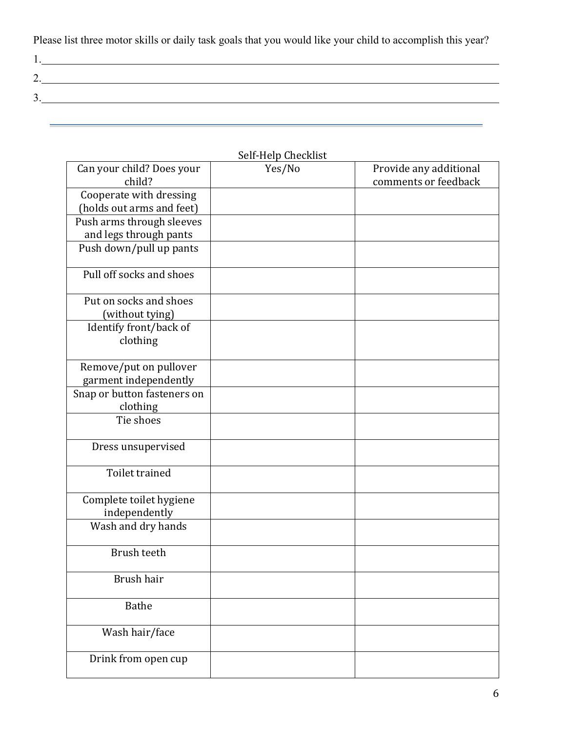Please list three motor skills or daily task goals that you would like your child to accomplish this year?

1.\_\_\_\_\_\_\_\_\_\_\_\_\_\_\_\_\_\_\_\_\_\_\_\_\_\_\_\_\_\_\_\_\_\_\_\_\_\_\_\_\_\_\_\_\_\_\_\_\_\_\_\_\_\_\_\_\_\_\_\_\_\_\_\_\_\_\_\_\_\_

2.\_\_\_\_\_\_\_\_\_\_\_\_\_\_\_\_\_\_\_\_\_\_\_\_\_\_\_\_\_\_\_\_\_\_\_\_\_\_\_\_\_\_\_\_\_\_\_\_\_\_\_\_\_\_\_\_\_\_\_\_\_\_\_\_\_\_\_\_\_\_

3.\_\_\_\_\_\_\_\_\_\_\_\_\_\_\_\_\_\_\_\_\_\_\_\_\_\_\_\_\_\_\_\_\_\_\_\_\_\_\_\_\_\_\_\_\_\_\_\_\_\_\_\_\_\_\_\_\_\_\_\_\_\_\_\_\_\_\_\_\_\_

---

Self-Help Checklist

| Can your child? Does your child? | Yes/No | Provide any additional comments or feedback |
|---|---|---|
| Cooperate with dressing (holds out arms and feet) | | |
| Push arms through sleeves and legs through pants | | |
| Push down/pull up pants | | |
| Pull off socks and shoes | | |
| Put on socks and shoes (without tying) | | |
| Identify front/back of clothing | | |
| Remove/put on pullover garment independently | | |
| Snap or button fasteners on clothing | | |
| Tie shoes | | |
| Dress unsupervised | | |
| Toilet trained | | |
| Complete toilet hygiene independently | | |
| Wash and dry hands | | |
| Brush teeth | | |
| Brush hair | | |
| Bathe | | |
| Wash hair/face | | |
| Drink from open cup | | |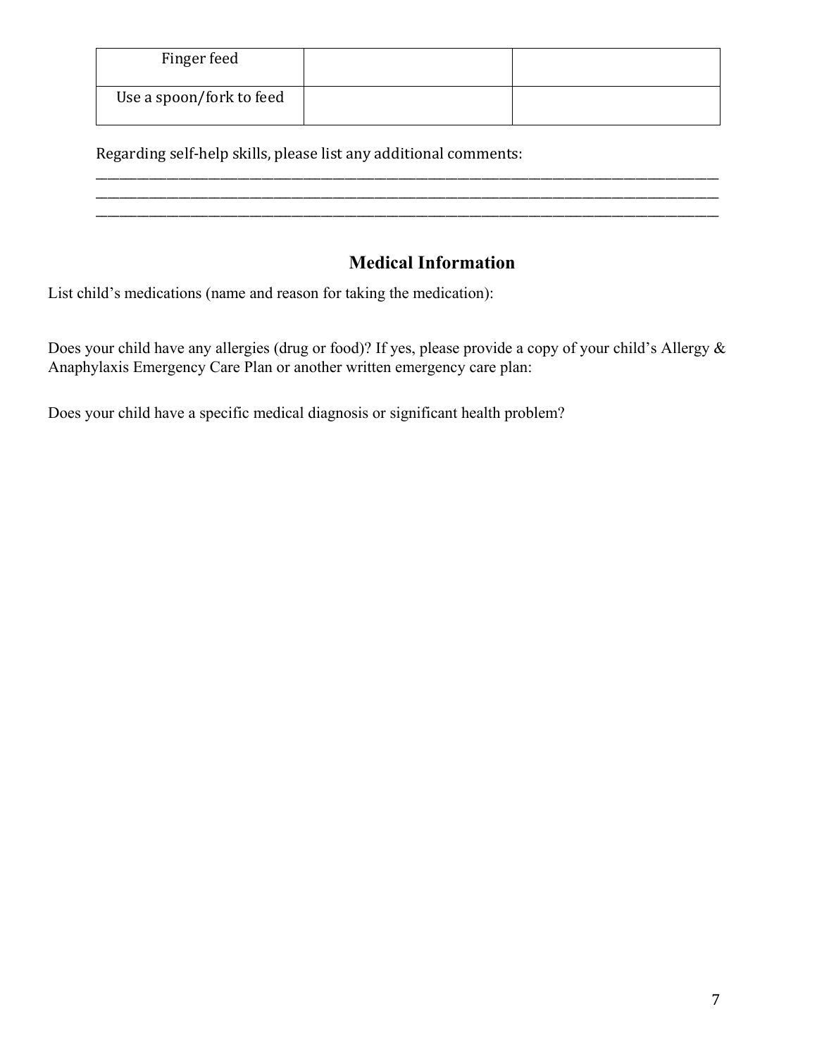| | | |
|---|---|---|
| Finger feed | | |
| Use a spoon/fork to feed | | |

Regarding self-help skills, please list any additional comments:

______________________________________________________________________________________________
______________________________________________________________________________________________
______________________________________________________________________________________________

## Medical Information

List child's medications (name and reason for taking the medication):

Does your child have any allergies (drug or food)? If yes, please provide a copy of your child's Allergy & Anaphylaxis Emergency Care Plan or another written emergency care plan:

Does your child have a specific medical diagnosis or significant health problem?